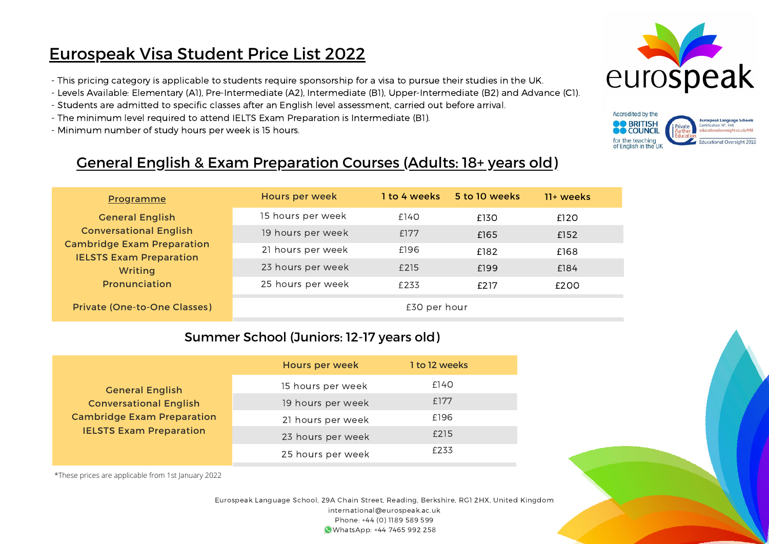# Eurospeak Visa Student Price List 2022

- This pricing category is applicable to students require sponsorship for a visa to pursue their studies in the UK.
- Levels Available: Elementary (A1), Pre-Intermediate (A2), Intermediate (B1), Upper-Intermediate (B2) and Advance (C1).
- Students are admitted to specific classes after an English level assessment, carried out before arrival.
- The minimum level required to attend IELTS Exam Preparation is Intermediate (B1).
- Minimum number of study hours per week is 15 hours.

eurospeak

Accredited by the BRITISH COUNCIL for the teaching of English in the UK

Private Further Education — Eurospeak Language Schools Certification N°. 448 educationaloversight.co.uk/448 Educational Oversight 2016

## General English & Exam Preparation Courses (Adults: 18+ years old)

| Programme | Hours per week | 1 to 4 weeks | 5 to 10 weeks | 11+ weeks |
|---|---|---|---|---|
| General English<br>Conversational English<br>Cambridge Exam Preparation<br>IELSTS Exam Preparation<br>Writing<br>Pronunciation | 15 hours per week | £140 | £130 | £120 |
| | 19 hours per week | £177 | £165 | £152 |
| | 21 hours per week | £196 | £182 | £168 |
| | 23 hours per week | £215 | £199 | £184 |
| | 25 hours per week | £233 | £217 | £200 |
| Private (One-to-One Classes) | £30 per hour | | | |

## Summer School (Juniors: 12-17 years old)

| Programme | Hours per week | 1 to 12 weeks |
|---|---|---|
| General English<br>Conversational English<br>Cambridge Exam Preparation<br>IELSTS Exam Preparation | 15 hours per week | £140 |
| | 19 hours per week | £177 |
| | 21 hours per week | £196 |
| | 23 hours per week | £215 |
| | 25 hours per week | £233 |

*These prices are applicable from 1st January 2022

Eurospeak Language School, 29A Chain Street, Reading, Berkshire, RG1 2HX, United Kingdom
international@eurospeak.ac.uk
Phone: +44 (0) 1189 589 599
WhatsApp: +44 7465 992 258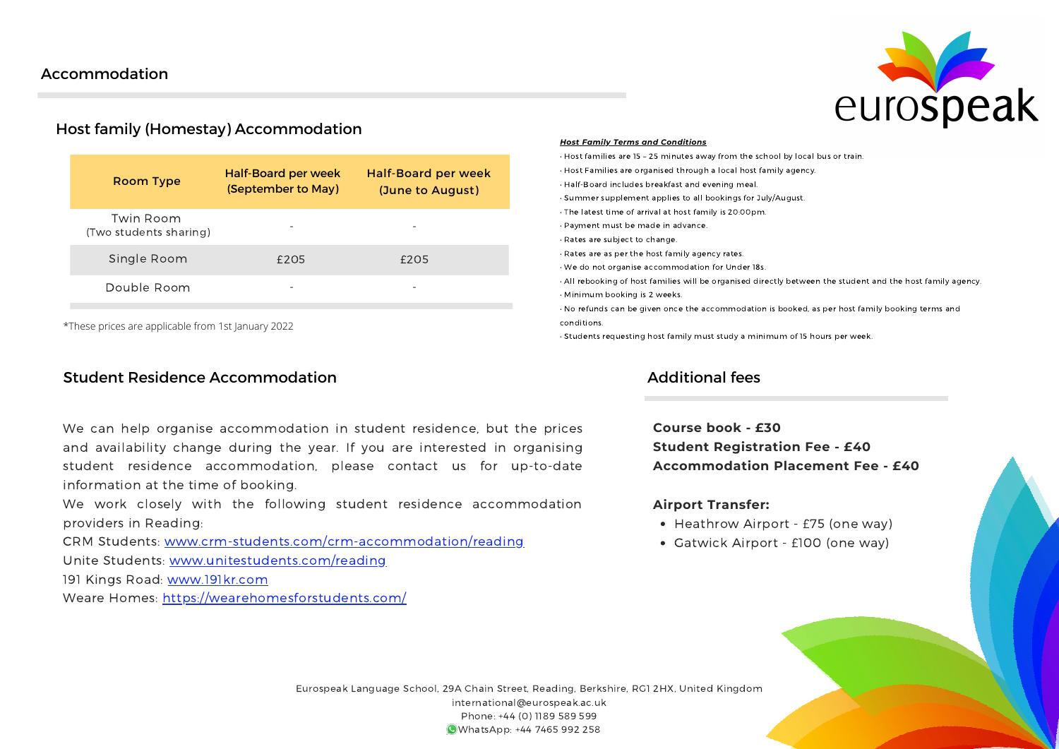## Accommodation

### Host family (Homestay) Accommodation

| Room Type | Half-Board per week (September to May) | Half-Board per week (June to August) |
|---|---|---|
| Twin Room (Two students sharing) | - | - |
| Single Room | £205 | £205 |
| Double Room | - | - |

*These prices are applicable from 1st January 2022

***Host Family Terms and Conditions***

- Host families are 15 – 25 minutes away from the school by local bus or train.
- Host Families are organised through a local host family agency.
- Half-Board includes breakfast and evening meal.
- Summer supplement applies to all bookings for July/August.
- The latest time of arrival at host family is 20:00pm.
- Payment must be made in advance.
- Rates are subject to change.
- Rates are as per the host family agency rates.
- We do not organise accommodation for Under 18s.
- All rebooking of host families will be organised directly between the student and the host family agency.
- Minimum booking is 2 weeks.
- No refunds can be given once the accommodation is booked, as per host family booking terms and conditions.
- Students requesting host family must study a minimum of 15 hours per week.

### Student Residence Accommodation

We can help organise accommodation in student residence, but the prices and availability change during the year. If you are interested in organising student residence accommodation, please contact us for up-to-date information at the time of booking.

We work closely with the following student residence accommodation providers in Reading:

CRM Students: www.crm-students.com/crm-accommodation/reading
Unite Students: www.unitestudents.com/reading
191 Kings Road: www.191kr.com
Weare Homes: https://wearehomesforstudents.com/

### Additional fees

**Course book - £30**
**Student Registration Fee - £40**
**Accommodation Placement Fee - £40**

**Airport Transfer:**

- Heathrow Airport - £75 (one way)
- Gatwick Airport - £100 (one way)

Eurospeak Language School, 29A Chain Street, Reading, Berkshire, RG1 2HX, United Kingdom
international@eurospeak.ac.uk
Phone: +44 (0) 1189 589 599
WhatsApp: +44 7465 992 258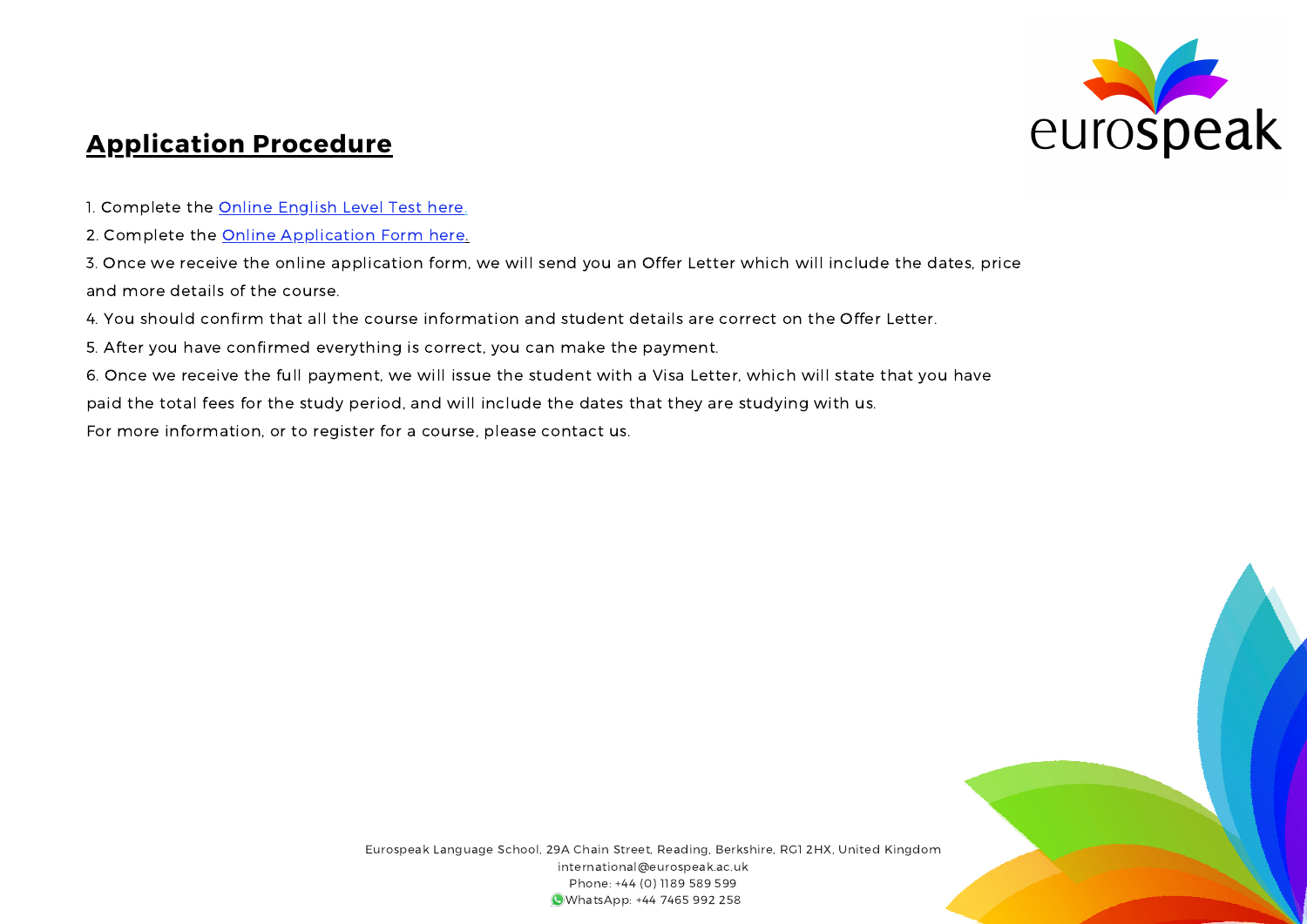## Application Procedure

1. Complete the Online English Level Test here.
2. Complete the Online Application Form here.
3. Once we receive the online application form, we will send you an Offer Letter which will include the dates, price and more details of the course.
4. You should confirm that all the course information and student details are correct on the Offer Letter.
5. After you have confirmed everything is correct, you can make the payment.
6. Once we receive the full payment, we will issue the student with a Visa Letter, which will state that you have paid the total fees for the study period, and will include the dates that they are studying with us.

For more information, or to register for a course, please contact us.

Eurospeak Language School, 29A Chain Street, Reading, Berkshire, RG1 2HX, United Kingdom
international@eurospeak.ac.uk
Phone: +44 (0) 1189 589 599
WhatsApp: +44 7465 992 258